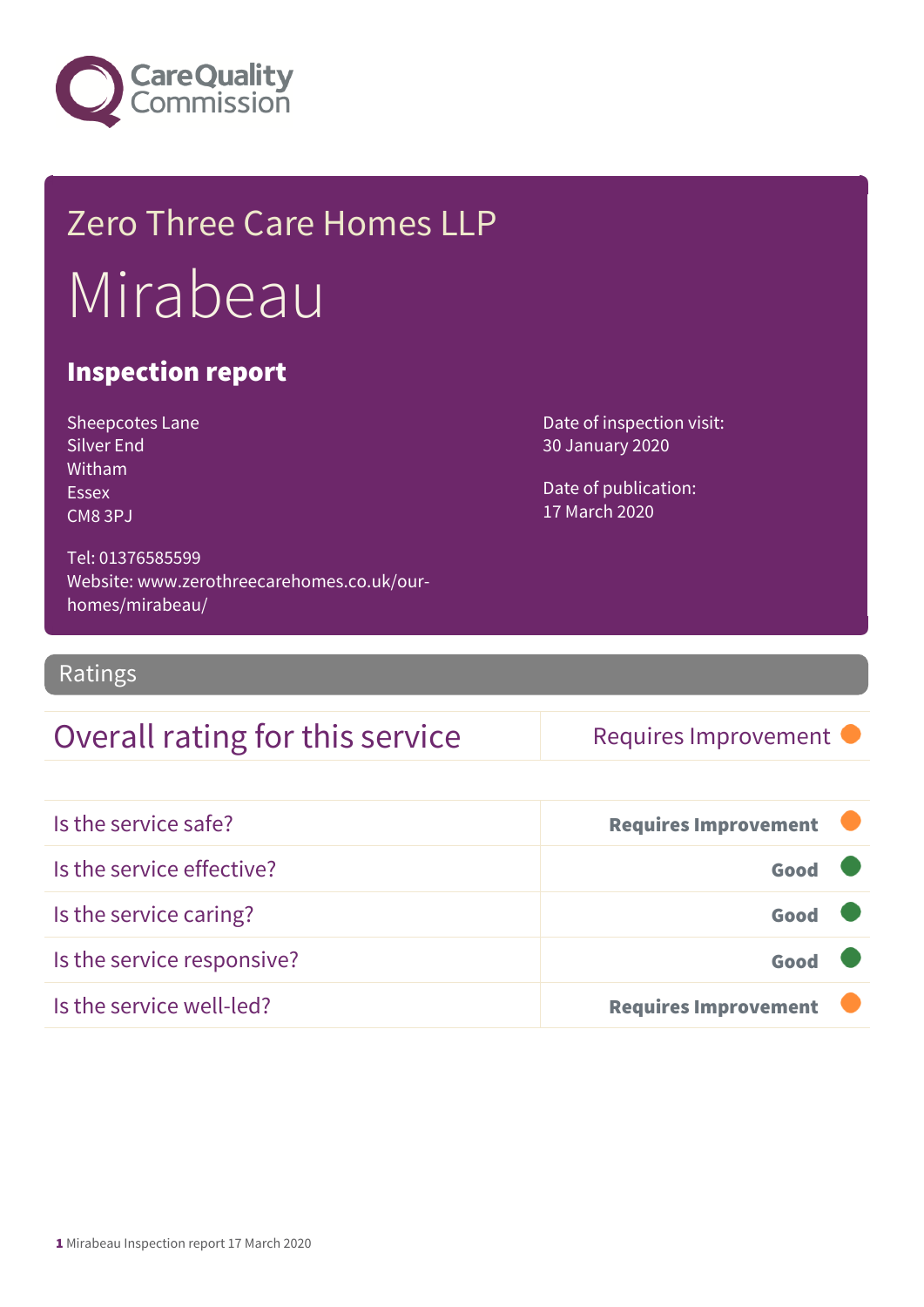Care Quality Commission

# Zero Three Care Homes LLP

# Mirabeau

## Inspection report

Sheepcotes Lane
Silver End
Witham
Essex
CM8 3PJ

Tel: 01376585599
Website: www.zerothreecarehomes.co.uk/our-homes/mirabeau/

Date of inspection visit:
30 January 2020

Date of publication:
17 March 2020

## Ratings

| Overall rating for this service | Requires Improvement |
|---|---|
| Is the service safe? | **Requires Improvement** |
| Is the service effective? | **Good** |
| Is the service caring? | **Good** |
| Is the service responsive? | **Good** |
| Is the service well-led? | **Requires Improvement** |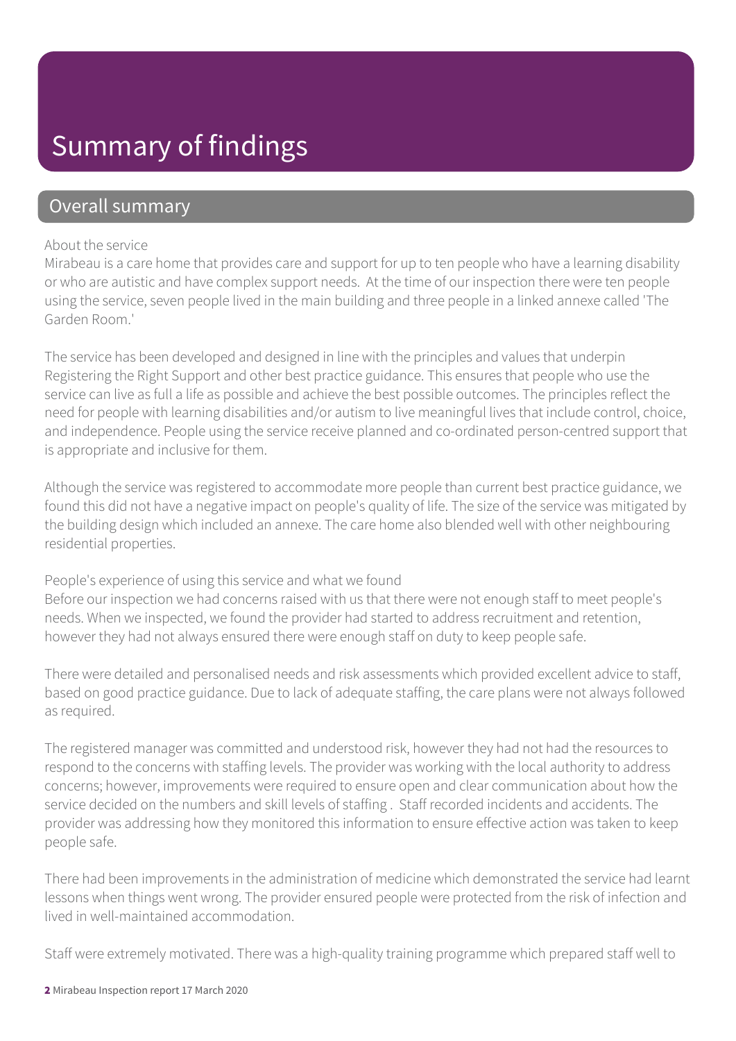# Summary of findings

## Overall summary

About the service

Mirabeau is a care home that provides care and support for up to ten people who have a learning disability or who are autistic and have complex support needs. At the time of our inspection there were ten people using the service, seven people lived in the main building and three people in a linked annexe called 'The Garden Room.'

The service has been developed and designed in line with the principles and values that underpin Registering the Right Support and other best practice guidance. This ensures that people who use the service can live as full a life as possible and achieve the best possible outcomes. The principles reflect the need for people with learning disabilities and/or autism to live meaningful lives that include control, choice, and independence. People using the service receive planned and co-ordinated person-centred support that is appropriate and inclusive for them.

Although the service was registered to accommodate more people than current best practice guidance, we found this did not have a negative impact on people's quality of life. The size of the service was mitigated by the building design which included an annexe. The care home also blended well with other neighbouring residential properties.

People's experience of using this service and what we found

Before our inspection we had concerns raised with us that there were not enough staff to meet people's needs. When we inspected, we found the provider had started to address recruitment and retention, however they had not always ensured there were enough staff on duty to keep people safe.

There were detailed and personalised needs and risk assessments which provided excellent advice to staff, based on good practice guidance. Due to lack of adequate staffing, the care plans were not always followed as required.

The registered manager was committed and understood risk, however they had not had the resources to respond to the concerns with staffing levels. The provider was working with the local authority to address concerns; however, improvements were required to ensure open and clear communication about how the service decided on the numbers and skill levels of staffing . Staff recorded incidents and accidents. The provider was addressing how they monitored this information to ensure effective action was taken to keep people safe.

There had been improvements in the administration of medicine which demonstrated the service had learnt lessons when things went wrong. The provider ensured people were protected from the risk of infection and lived in well-maintained accommodation.

Staff were extremely motivated. There was a high-quality training programme which prepared staff well to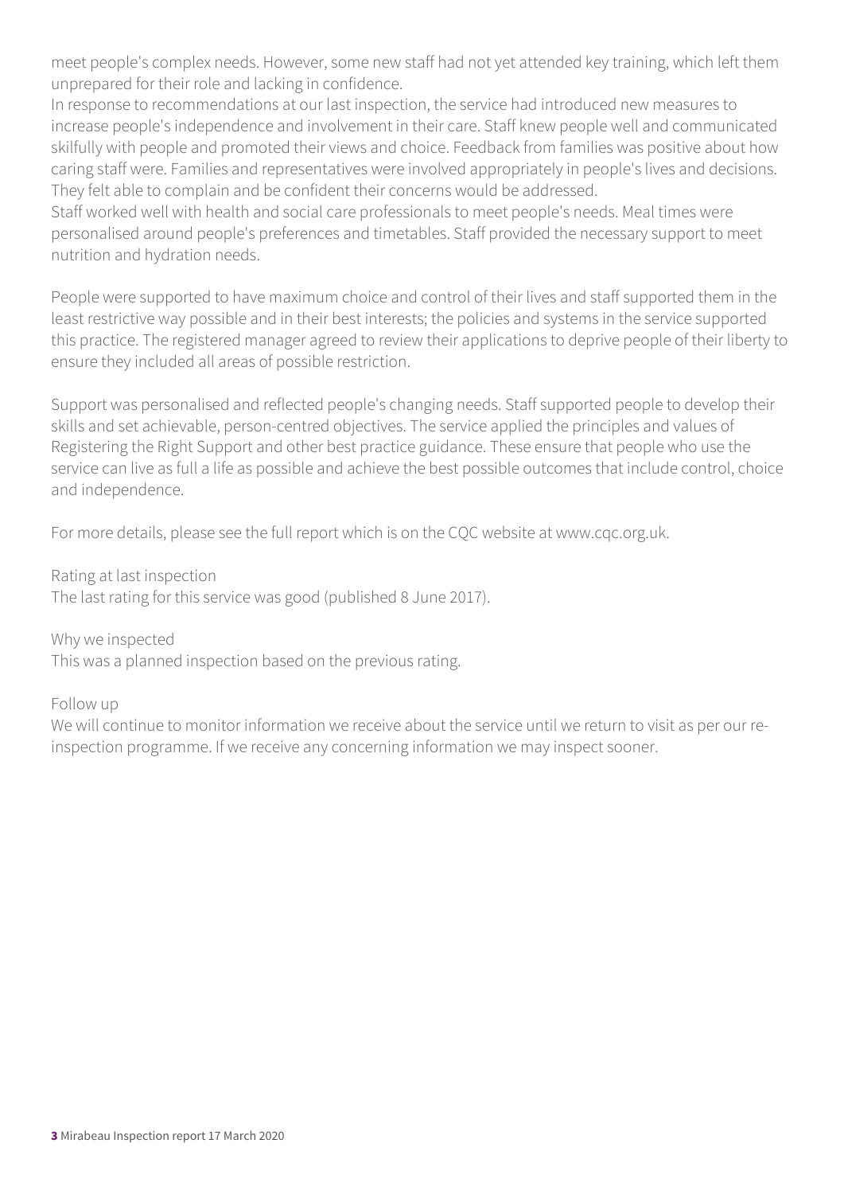meet people's complex needs. However, some new staff had not yet attended key training, which left them unprepared for their role and lacking in confidence.

In response to recommendations at our last inspection, the service had introduced new measures to increase people's independence and involvement in their care. Staff knew people well and communicated skilfully with people and promoted their views and choice. Feedback from families was positive about how caring staff were. Families and representatives were involved appropriately in people's lives and decisions. They felt able to complain and be confident their concerns would be addressed.

Staff worked well with health and social care professionals to meet people's needs. Meal times were personalised around people's preferences and timetables. Staff provided the necessary support to meet nutrition and hydration needs.

People were supported to have maximum choice and control of their lives and staff supported them in the least restrictive way possible and in their best interests; the policies and systems in the service supported this practice. The registered manager agreed to review their applications to deprive people of their liberty to ensure they included all areas of possible restriction.

Support was personalised and reflected people's changing needs. Staff supported people to develop their skills and set achievable, person-centred objectives. The service applied the principles and values of Registering the Right Support and other best practice guidance. These ensure that people who use the service can live as full a life as possible and achieve the best possible outcomes that include control, choice and independence.

For more details, please see the full report which is on the CQC website at www.cqc.org.uk.

Rating at last inspection
The last rating for this service was good (published 8 June 2017).

Why we inspected
This was a planned inspection based on the previous rating.

Follow up
We will continue to monitor information we receive about the service until we return to visit as per our re-inspection programme. If we receive any concerning information we may inspect sooner.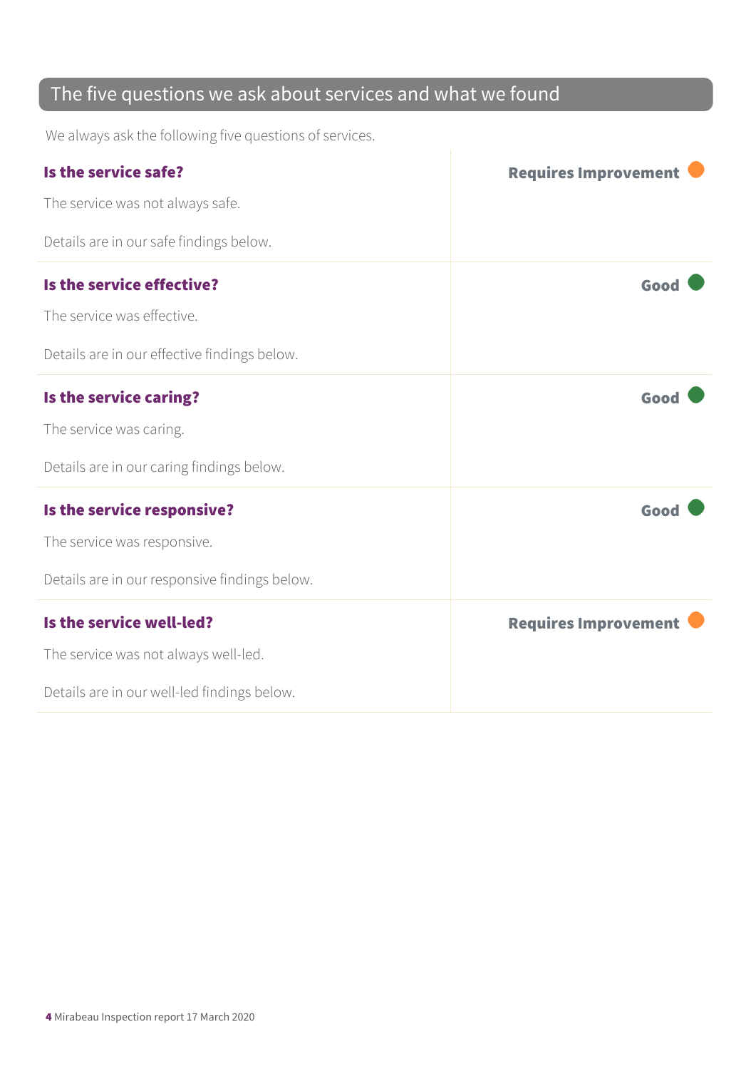## The five questions we ask about services and what we found

We always ask the following five questions of services.

### Is the service safe?

**Requires Improvement**

The service was not always safe.

Details are in our safe findings below.

### Is the service effective?

**Good**

The service was effective.

Details are in our effective findings below.

### Is the service caring?

**Good**

The service was caring.

Details are in our caring findings below.

### Is the service responsive?

**Good**

The service was responsive.

Details are in our responsive findings below.

### Is the service well-led?

**Requires Improvement**

The service was not always well-led.

Details are in our well-led findings below.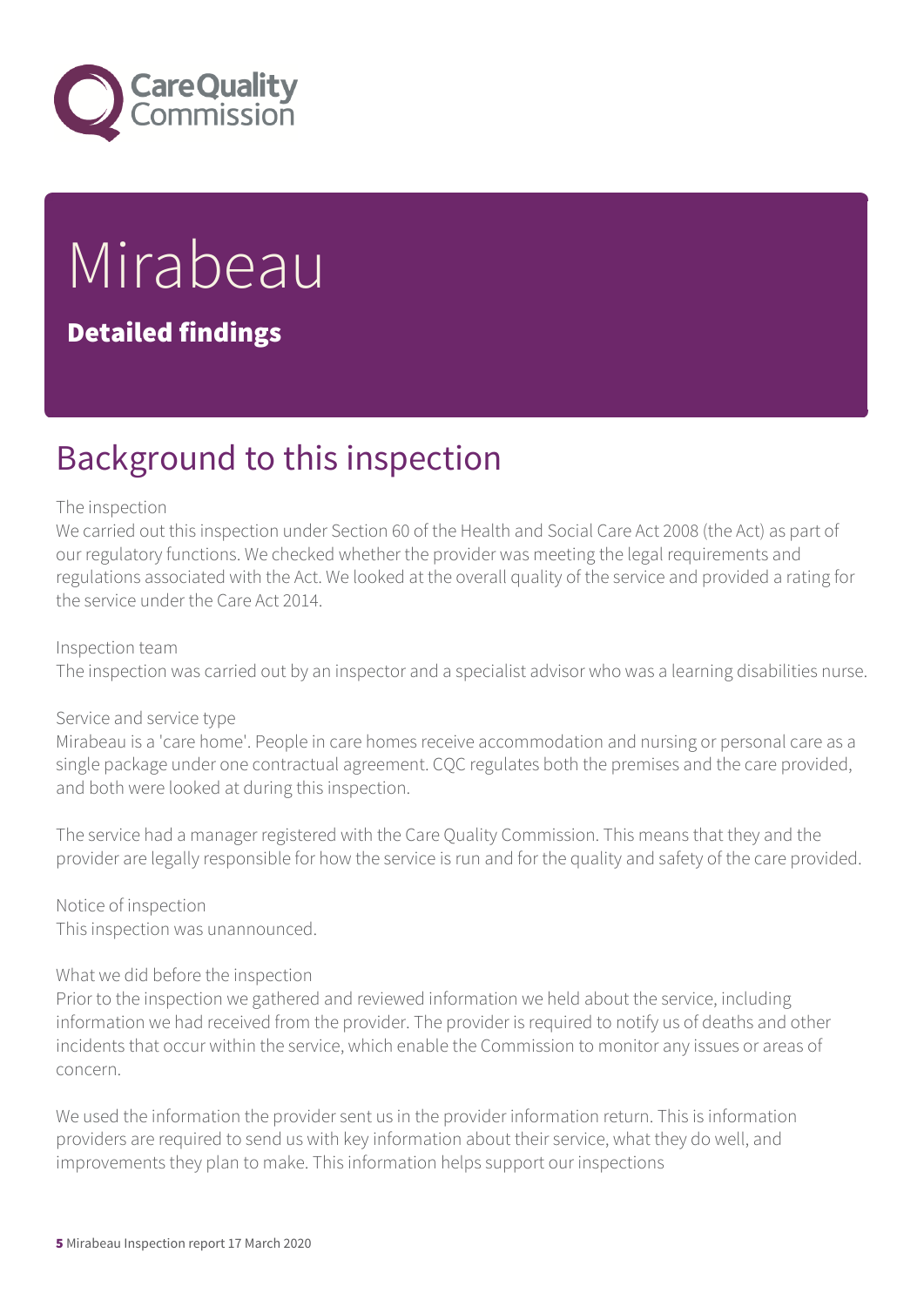# Mirabeau

## Detailed findings

# Background to this inspection

The inspection

We carried out this inspection under Section 60 of the Health and Social Care Act 2008 (the Act) as part of our regulatory functions. We checked whether the provider was meeting the legal requirements and regulations associated with the Act. We looked at the overall quality of the service and provided a rating for the service under the Care Act 2014.

Inspection team

The inspection was carried out by an inspector and a specialist advisor who was a learning disabilities nurse.

Service and service type

Mirabeau is a 'care home'. People in care homes receive accommodation and nursing or personal care as a single package under one contractual agreement. CQC regulates both the premises and the care provided, and both were looked at during this inspection.

The service had a manager registered with the Care Quality Commission. This means that they and the provider are legally responsible for how the service is run and for the quality and safety of the care provided.

Notice of inspection

This inspection was unannounced.

What we did before the inspection

Prior to the inspection we gathered and reviewed information we held about the service, including information we had received from the provider. The provider is required to notify us of deaths and other incidents that occur within the service, which enable the Commission to monitor any issues or areas of concern.

We used the information the provider sent us in the provider information return. This is information providers are required to send us with key information about their service, what they do well, and improvements they plan to make. This information helps support our inspections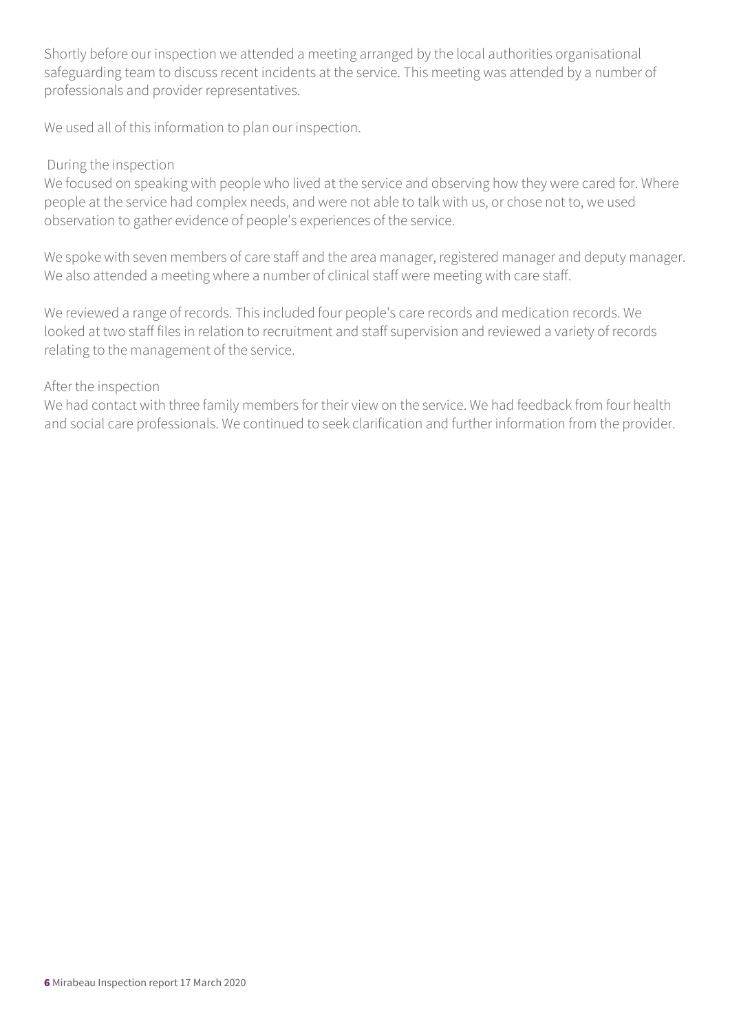Shortly before our inspection we attended a meeting arranged by the local authorities organisational safeguarding team to discuss recent incidents at the service. This meeting was attended by a number of professionals and provider representatives.

We used all of this information to plan our inspection.

During the inspection

We focused on speaking with people who lived at the service and observing how they were cared for. Where people at the service had complex needs, and were not able to talk with us, or chose not to, we used observation to gather evidence of people's experiences of the service.

We spoke with seven members of care staff and the area manager, registered manager and deputy manager. We also attended a meeting where a number of clinical staff were meeting with care staff.

We reviewed a range of records. This included four people's care records and medication records. We looked at two staff files in relation to recruitment and staff supervision and reviewed a variety of records relating to the management of the service.

After the inspection

We had contact with three family members for their view on the service. We had feedback from four health and social care professionals. We continued to seek clarification and further information from the provider.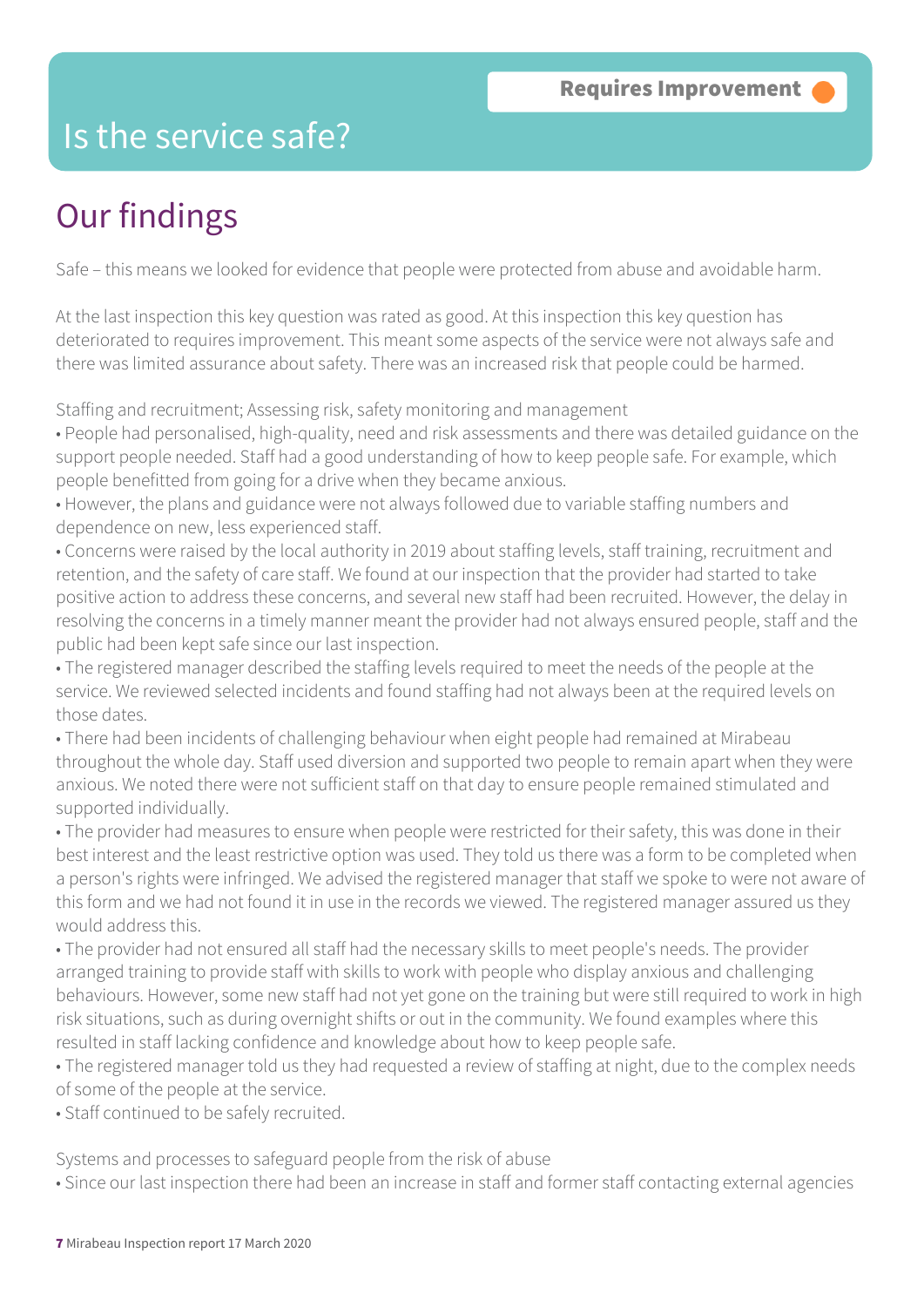Requires Improvement

# Is the service safe?

## Our findings

Safe – this means we looked for evidence that people were protected from abuse and avoidable harm.

At the last inspection this key question was rated as good. At this inspection this key question has deteriorated to requires improvement. This meant some aspects of the service were not always safe and there was limited assurance about safety. There was an increased risk that people could be harmed.

Staffing and recruitment; Assessing risk, safety monitoring and management

- People had personalised, high-quality, need and risk assessments and there was detailed guidance on the support people needed. Staff had a good understanding of how to keep people safe. For example, which people benefitted from going for a drive when they became anxious.
- However, the plans and guidance were not always followed due to variable staffing numbers and dependence on new, less experienced staff.
- Concerns were raised by the local authority in 2019 about staffing levels, staff training, recruitment and retention, and the safety of care staff. We found at our inspection that the provider had started to take positive action to address these concerns, and several new staff had been recruited. However, the delay in resolving the concerns in a timely manner meant the provider had not always ensured people, staff and the public had been kept safe since our last inspection.
- The registered manager described the staffing levels required to meet the needs of the people at the service. We reviewed selected incidents and found staffing had not always been at the required levels on those dates.
- There had been incidents of challenging behaviour when eight people had remained at Mirabeau throughout the whole day. Staff used diversion and supported two people to remain apart when they were anxious. We noted there were not sufficient staff on that day to ensure people remained stimulated and supported individually.
- The provider had measures to ensure when people were restricted for their safety, this was done in their best interest and the least restrictive option was used. They told us there was a form to be completed when a person's rights were infringed. We advised the registered manager that staff we spoke to were not aware of this form and we had not found it in use in the records we viewed. The registered manager assured us they would address this.
- The provider had not ensured all staff had the necessary skills to meet people's needs. The provider arranged training to provide staff with skills to work with people who display anxious and challenging behaviours. However, some new staff had not yet gone on the training but were still required to work in high risk situations, such as during overnight shifts or out in the community. We found examples where this resulted in staff lacking confidence and knowledge about how to keep people safe.
- The registered manager told us they had requested a review of staffing at night, due to the complex needs of some of the people at the service.
- Staff continued to be safely recruited.

Systems and processes to safeguard people from the risk of abuse

- Since our last inspection there had been an increase in staff and former staff contacting external agencies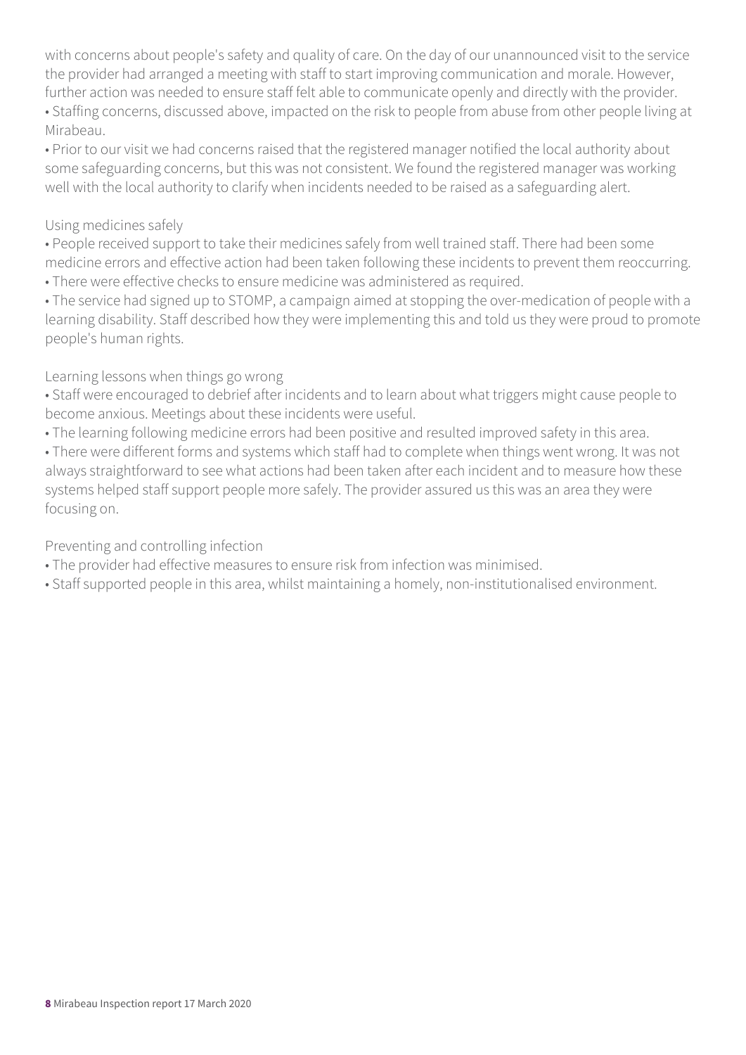with concerns about people's safety and quality of care. On the day of our unannounced visit to the service the provider had arranged a meeting with staff to start improving communication and morale. However, further action was needed to ensure staff felt able to communicate openly and directly with the provider.

- Staffing concerns, discussed above, impacted on the risk to people from abuse from other people living at Mirabeau.
- Prior to our visit we had concerns raised that the registered manager notified the local authority about some safeguarding concerns, but this was not consistent. We found the registered manager was working well with the local authority to clarify when incidents needed to be raised as a safeguarding alert.

Using medicines safely

- People received support to take their medicines safely from well trained staff. There had been some medicine errors and effective action had been taken following these incidents to prevent them reoccurring.
- There were effective checks to ensure medicine was administered as required.
- The service had signed up to STOMP, a campaign aimed at stopping the over-medication of people with a learning disability. Staff described how they were implementing this and told us they were proud to promote people's human rights.

Learning lessons when things go wrong

- Staff were encouraged to debrief after incidents and to learn about what triggers might cause people to become anxious. Meetings about these incidents were useful.
- The learning following medicine errors had been positive and resulted improved safety in this area.
- There were different forms and systems which staff had to complete when things went wrong. It was not always straightforward to see what actions had been taken after each incident and to measure how these systems helped staff support people more safely. The provider assured us this was an area they were focusing on.

Preventing and controlling infection

- The provider had effective measures to ensure risk from infection was minimised.
- Staff supported people in this area, whilst maintaining a homely, non-institutionalised environment.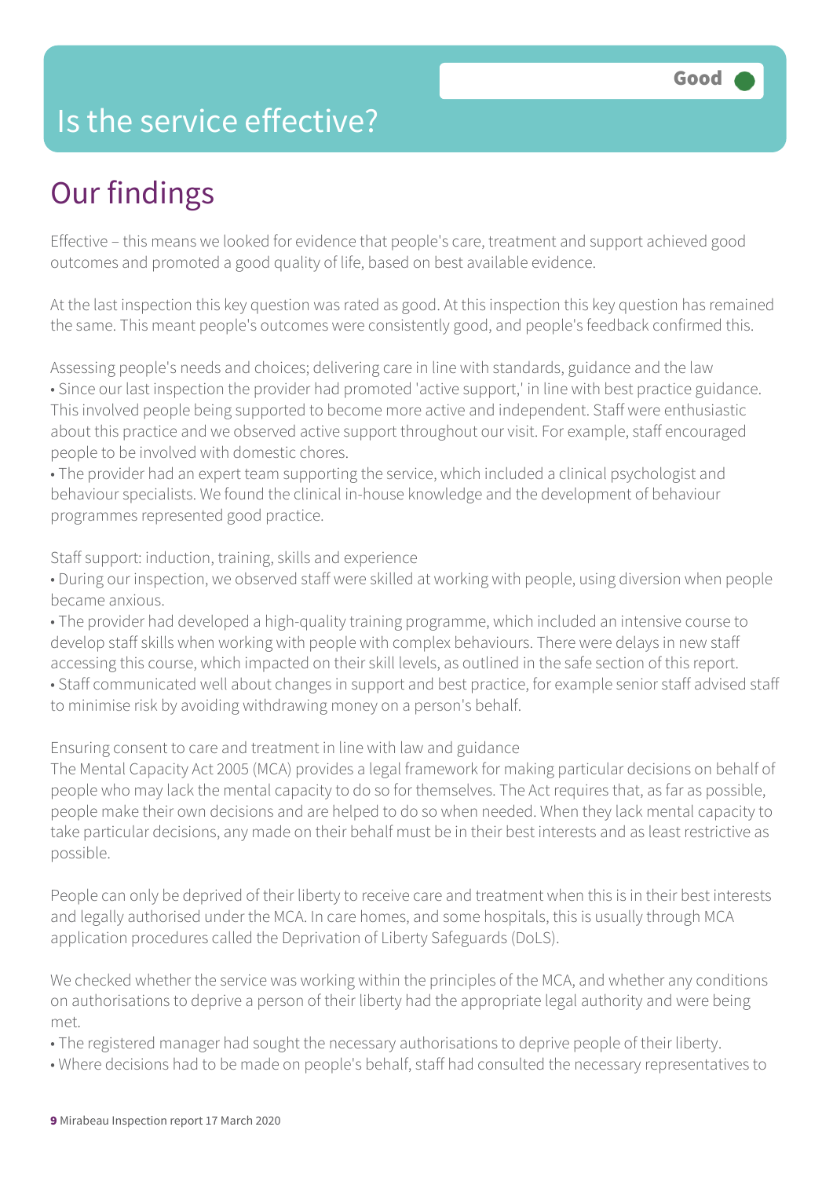# Is the service effective?

Good

## Our findings

Effective – this means we looked for evidence that people's care, treatment and support achieved good outcomes and promoted a good quality of life, based on best available evidence.

At the last inspection this key question was rated as good. At this inspection this key question has remained the same. This meant people's outcomes were consistently good, and people's feedback confirmed this.

Assessing people's needs and choices; delivering care in line with standards, guidance and the law

- Since our last inspection the provider had promoted 'active support,' in line with best practice guidance. This involved people being supported to become more active and independent. Staff were enthusiastic about this practice and we observed active support throughout our visit. For example, staff encouraged people to be involved with domestic chores.
- The provider had an expert team supporting the service, which included a clinical psychologist and behaviour specialists. We found the clinical in-house knowledge and the development of behaviour programmes represented good practice.

Staff support: induction, training, skills and experience

- During our inspection, we observed staff were skilled at working with people, using diversion when people became anxious.
- The provider had developed a high-quality training programme, which included an intensive course to develop staff skills when working with people with complex behaviours. There were delays in new staff accessing this course, which impacted on their skill levels, as outlined in the safe section of this report.
- Staff communicated well about changes in support and best practice, for example senior staff advised staff to minimise risk by avoiding withdrawing money on a person's behalf.

Ensuring consent to care and treatment in line with law and guidance

The Mental Capacity Act 2005 (MCA) provides a legal framework for making particular decisions on behalf of people who may lack the mental capacity to do so for themselves. The Act requires that, as far as possible, people make their own decisions and are helped to do so when needed. When they lack mental capacity to take particular decisions, any made on their behalf must be in their best interests and as least restrictive as possible.

People can only be deprived of their liberty to receive care and treatment when this is in their best interests and legally authorised under the MCA. In care homes, and some hospitals, this is usually through MCA application procedures called the Deprivation of Liberty Safeguards (DoLS).

We checked whether the service was working within the principles of the MCA, and whether any conditions on authorisations to deprive a person of their liberty had the appropriate legal authority and were being met.

- The registered manager had sought the necessary authorisations to deprive people of their liberty.
- Where decisions had to be made on people's behalf, staff had consulted the necessary representatives to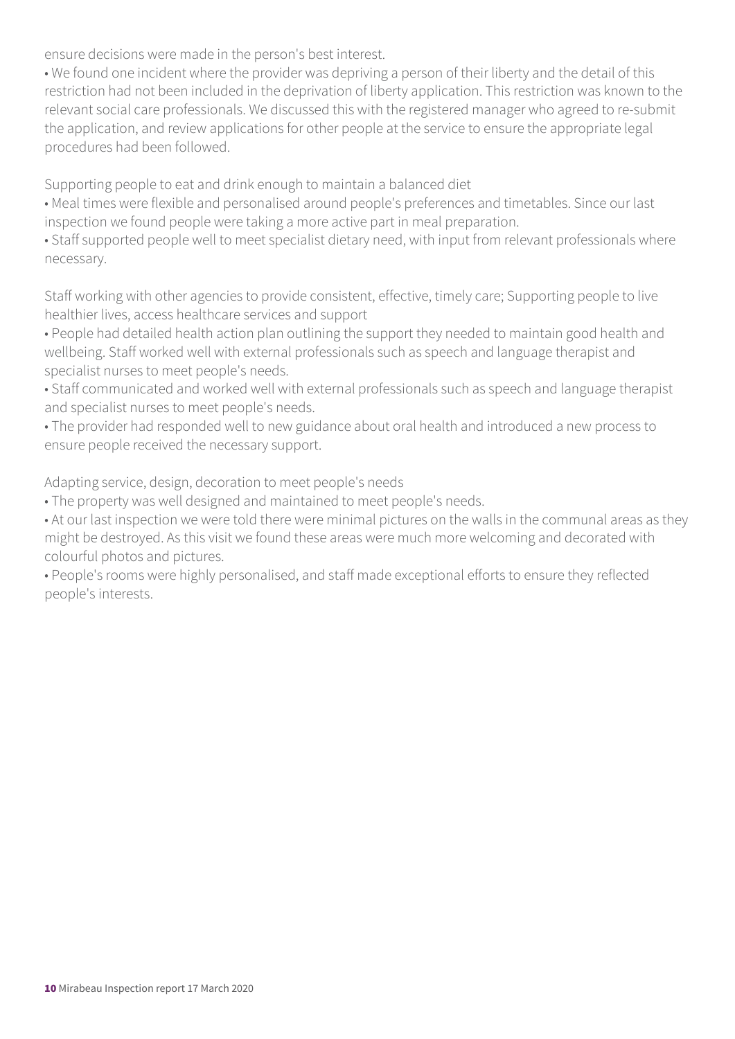ensure decisions were made in the person's best interest.

- We found one incident where the provider was depriving a person of their liberty and the detail of this restriction had not been included in the deprivation of liberty application. This restriction was known to the relevant social care professionals. We discussed this with the registered manager who agreed to re-submit the application, and review applications for other people at the service to ensure the appropriate legal procedures had been followed.

Supporting people to eat and drink enough to maintain a balanced diet

- Meal times were flexible and personalised around people's preferences and timetables. Since our last inspection we found people were taking a more active part in meal preparation.
- Staff supported people well to meet specialist dietary need, with input from relevant professionals where necessary.

Staff working with other agencies to provide consistent, effective, timely care; Supporting people to live healthier lives, access healthcare services and support

- People had detailed health action plan outlining the support they needed to maintain good health and wellbeing. Staff worked well with external professionals such as speech and language therapist and specialist nurses to meet people's needs.
- Staff communicated and worked well with external professionals such as speech and language therapist and specialist nurses to meet people's needs.
- The provider had responded well to new guidance about oral health and introduced a new process to ensure people received the necessary support.

Adapting service, design, decoration to meet people's needs

- The property was well designed and maintained to meet people's needs.
- At our last inspection we were told there were minimal pictures on the walls in the communal areas as they might be destroyed. As this visit we found these areas were much more welcoming and decorated with colourful photos and pictures.
- People's rooms were highly personalised, and staff made exceptional efforts to ensure they reflected people's interests.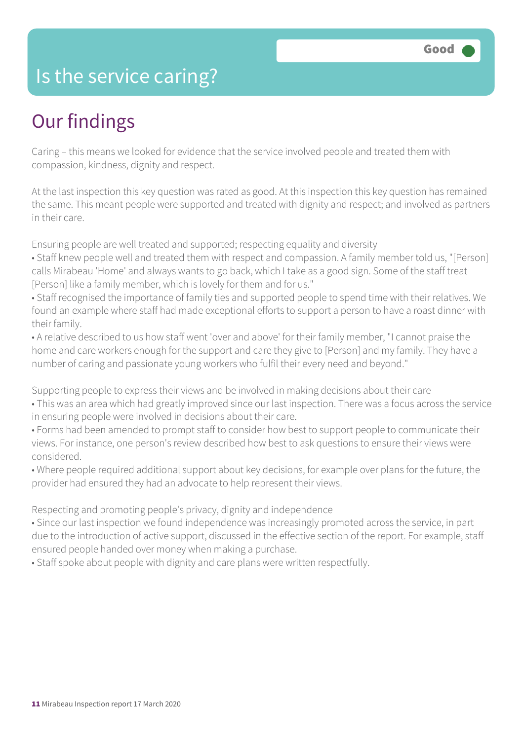# Is the service caring?

Good

## Our findings

Caring – this means we looked for evidence that the service involved people and treated them with compassion, kindness, dignity and respect.

At the last inspection this key question was rated as good. At this inspection this key question has remained the same. This meant people were supported and treated with dignity and respect; and involved as partners in their care.

Ensuring people are well treated and supported; respecting equality and diversity

- Staff knew people well and treated them with respect and compassion. A family member told us, "[Person] calls Mirabeau 'Home' and always wants to go back, which I take as a good sign. Some of the staff treat [Person] like a family member, which is lovely for them and for us."
- Staff recognised the importance of family ties and supported people to spend time with their relatives. We found an example where staff had made exceptional efforts to support a person to have a roast dinner with their family.
- A relative described to us how staff went 'over and above' for their family member, "I cannot praise the home and care workers enough for the support and care they give to [Person] and my family. They have a number of caring and passionate young workers who fulfil their every need and beyond."

Supporting people to express their views and be involved in making decisions about their care

- This was an area which had greatly improved since our last inspection. There was a focus across the service in ensuring people were involved in decisions about their care.
- Forms had been amended to prompt staff to consider how best to support people to communicate their views. For instance, one person's review described how best to ask questions to ensure their views were considered.
- Where people required additional support about key decisions, for example over plans for the future, the provider had ensured they had an advocate to help represent their views.

Respecting and promoting people's privacy, dignity and independence

- Since our last inspection we found independence was increasingly promoted across the service, in part due to the introduction of active support, discussed in the effective section of the report. For example, staff ensured people handed over money when making a purchase.
- Staff spoke about people with dignity and care plans were written respectfully.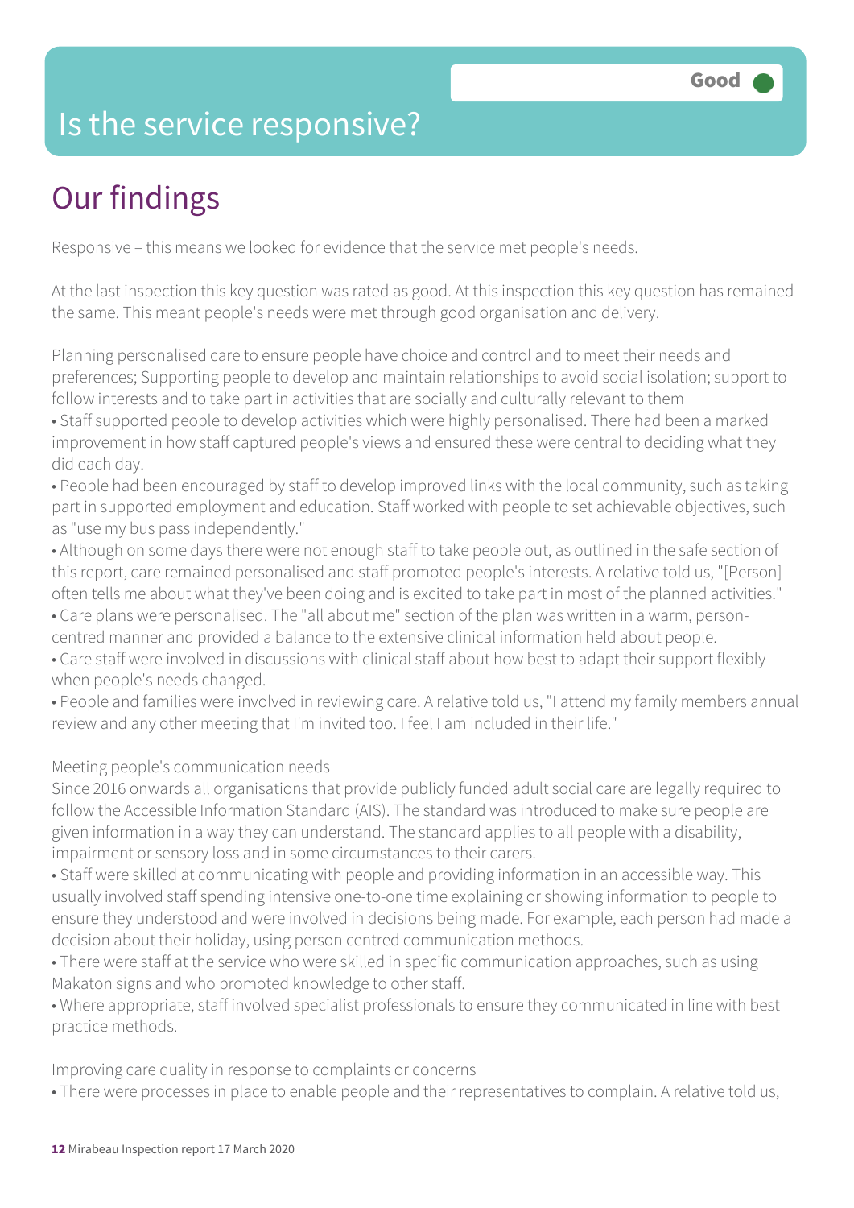Good

# Is the service responsive?

## Our findings

Responsive – this means we looked for evidence that the service met people's needs.

At the last inspection this key question was rated as good. At this inspection this key question has remained the same. This meant people's needs were met through good organisation and delivery.

Planning personalised care to ensure people have choice and control and to meet their needs and preferences; Supporting people to develop and maintain relationships to avoid social isolation; support to follow interests and to take part in activities that are socially and culturally relevant to them

- Staff supported people to develop activities which were highly personalised. There had been a marked improvement in how staff captured people's views and ensured these were central to deciding what they did each day.
- People had been encouraged by staff to develop improved links with the local community, such as taking part in supported employment and education. Staff worked with people to set achievable objectives, such as "use my bus pass independently."
- Although on some days there were not enough staff to take people out, as outlined in the safe section of this report, care remained personalised and staff promoted people's interests. A relative told us, "[Person] often tells me about what they've been doing and is excited to take part in most of the planned activities."
- Care plans were personalised. The "all about me" section of the plan was written in a warm, person-centred manner and provided a balance to the extensive clinical information held about people.
- Care staff were involved in discussions with clinical staff about how best to adapt their support flexibly when people's needs changed.
- People and families were involved in reviewing care. A relative told us, "I attend my family members annual review and any other meeting that I'm invited too. I feel I am included in their life."

Meeting people's communication needs

Since 2016 onwards all organisations that provide publicly funded adult social care are legally required to follow the Accessible Information Standard (AIS). The standard was introduced to make sure people are given information in a way they can understand. The standard applies to all people with a disability, impairment or sensory loss and in some circumstances to their carers.

- Staff were skilled at communicating with people and providing information in an accessible way. This usually involved staff spending intensive one-to-one time explaining or showing information to people to ensure they understood and were involved in decisions being made. For example, each person had made a decision about their holiday, using person centred communication methods.
- There were staff at the service who were skilled in specific communication approaches, such as using Makaton signs and who promoted knowledge to other staff.
- Where appropriate, staff involved specialist professionals to ensure they communicated in line with best practice methods.

Improving care quality in response to complaints or concerns

- There were processes in place to enable people and their representatives to complain. A relative told us,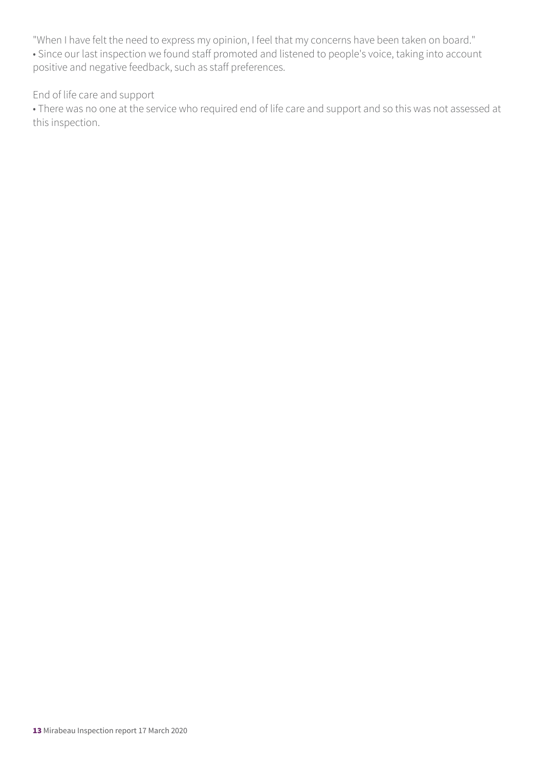"When I have felt the need to express my opinion, I feel that my concerns have been taken on board."

- Since our last inspection we found staff promoted and listened to people's voice, taking into account positive and negative feedback, such as staff preferences.

End of life care and support

- There was no one at the service who required end of life care and support and so this was not assessed at this inspection.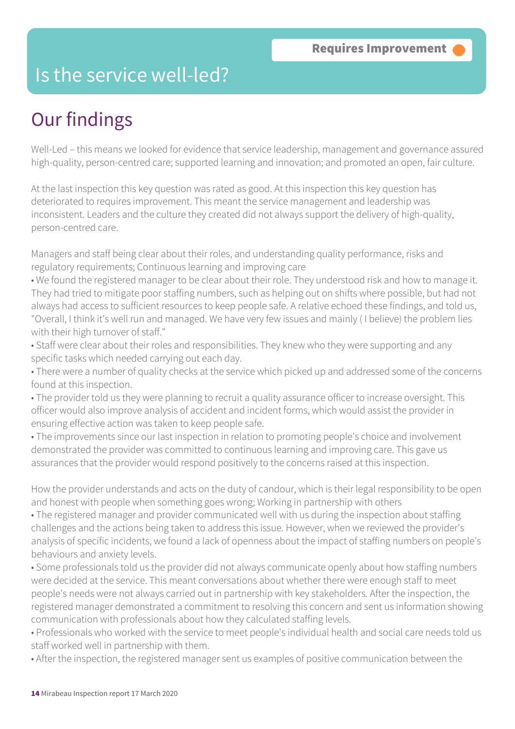**Requires Improvement**

# Is the service well-led?

## Our findings

Well-Led – this means we looked for evidence that service leadership, management and governance assured high-quality, person-centred care; supported learning and innovation; and promoted an open, fair culture.

At the last inspection this key question was rated as good. At this inspection this key question has deteriorated to requires improvement. This meant the service management and leadership was inconsistent. Leaders and the culture they created did not always support the delivery of high-quality, person-centred care.

Managers and staff being clear about their roles, and understanding quality performance, risks and regulatory requirements; Continuous learning and improving care

- We found the registered manager to be clear about their role. They understood risk and how to manage it. They had tried to mitigate poor staffing numbers, such as helping out on shifts where possible, but had not always had access to sufficient resources to keep people safe. A relative echoed these findings, and told us, "Overall, I think it's well run and managed. We have very few issues and mainly ( I believe) the problem lies with their high turnover of staff."
- Staff were clear about their roles and responsibilities. They knew who they were supporting and any specific tasks which needed carrying out each day.
- There were a number of quality checks at the service which picked up and addressed some of the concerns found at this inspection.
- The provider told us they were planning to recruit a quality assurance officer to increase oversight. This officer would also improve analysis of accident and incident forms, which would assist the provider in ensuring effective action was taken to keep people safe.
- The improvements since our last inspection in relation to promoting people's choice and involvement demonstrated the provider was committed to continuous learning and improving care. This gave us assurances that the provider would respond positively to the concerns raised at this inspection.

How the provider understands and acts on the duty of candour, which is their legal responsibility to be open and honest with people when something goes wrong; Working in partnership with others

- The registered manager and provider communicated well with us during the inspection about staffing challenges and the actions being taken to address this issue. However, when we reviewed the provider's analysis of specific incidents, we found a lack of openness about the impact of staffing numbers on people's behaviours and anxiety levels.
- Some professionals told us the provider did not always communicate openly about how staffing numbers were decided at the service. This meant conversations about whether there were enough staff to meet people's needs were not always carried out in partnership with key stakeholders. After the inspection, the registered manager demonstrated a commitment to resolving this concern and sent us information showing communication with professionals about how they calculated staffing levels.
- Professionals who worked with the service to meet people's individual health and social care needs told us staff worked well in partnership with them.
- After the inspection, the registered manager sent us examples of positive communication between the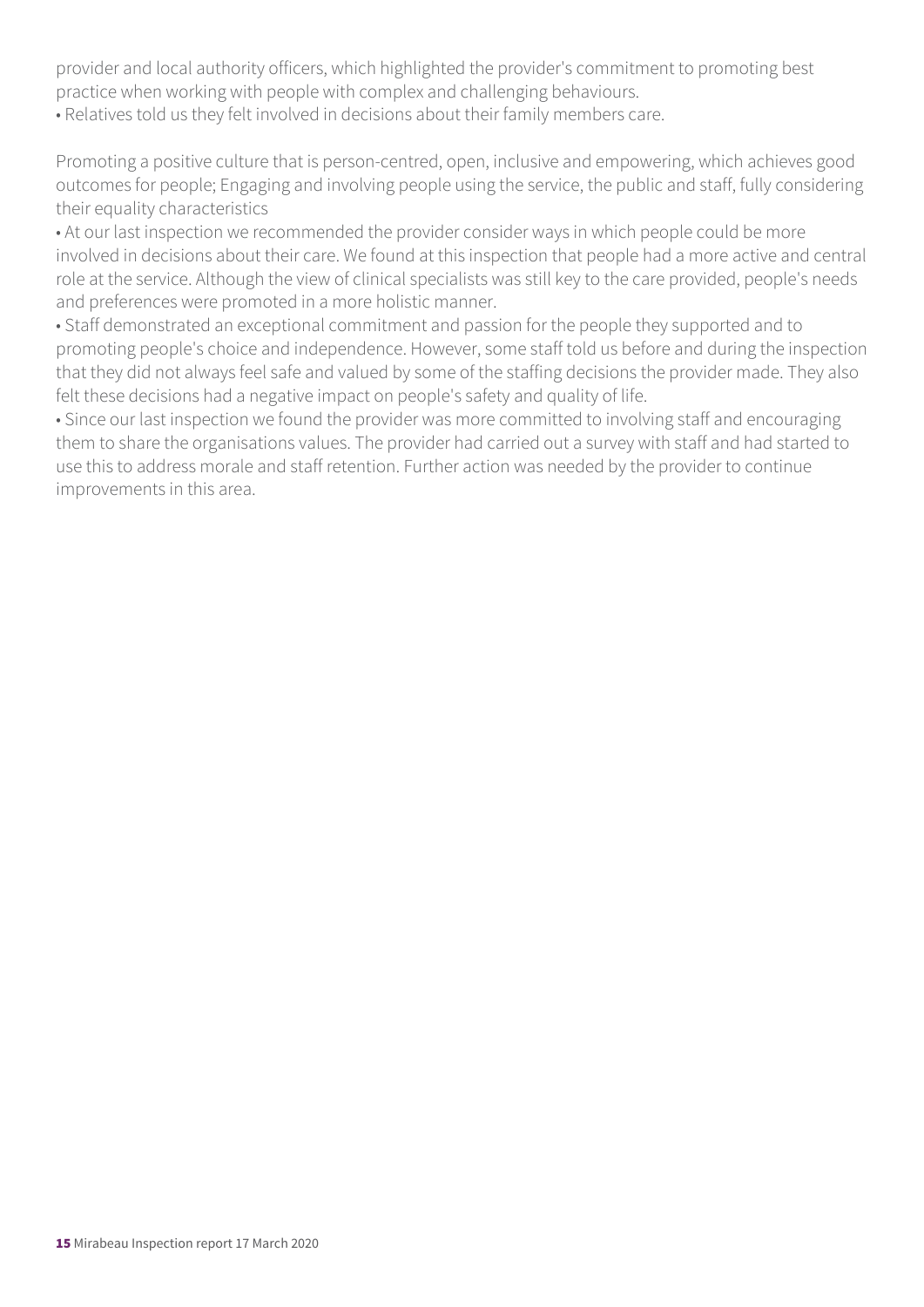provider and local authority officers, which highlighted the provider's commitment to promoting best practice when working with people with complex and challenging behaviours.

- Relatives told us they felt involved in decisions about their family members care.

Promoting a positive culture that is person-centred, open, inclusive and empowering, which achieves good outcomes for people; Engaging and involving people using the service, the public and staff, fully considering their equality characteristics

- At our last inspection we recommended the provider consider ways in which people could be more involved in decisions about their care. We found at this inspection that people had a more active and central role at the service. Although the view of clinical specialists was still key to the care provided, people's needs and preferences were promoted in a more holistic manner.
- Staff demonstrated an exceptional commitment and passion for the people they supported and to promoting people's choice and independence. However, some staff told us before and during the inspection that they did not always feel safe and valued by some of the staffing decisions the provider made. They also felt these decisions had a negative impact on people's safety and quality of life.
- Since our last inspection we found the provider was more committed to involving staff and encouraging them to share the organisations values. The provider had carried out a survey with staff and had started to use this to address morale and staff retention. Further action was needed by the provider to continue improvements in this area.